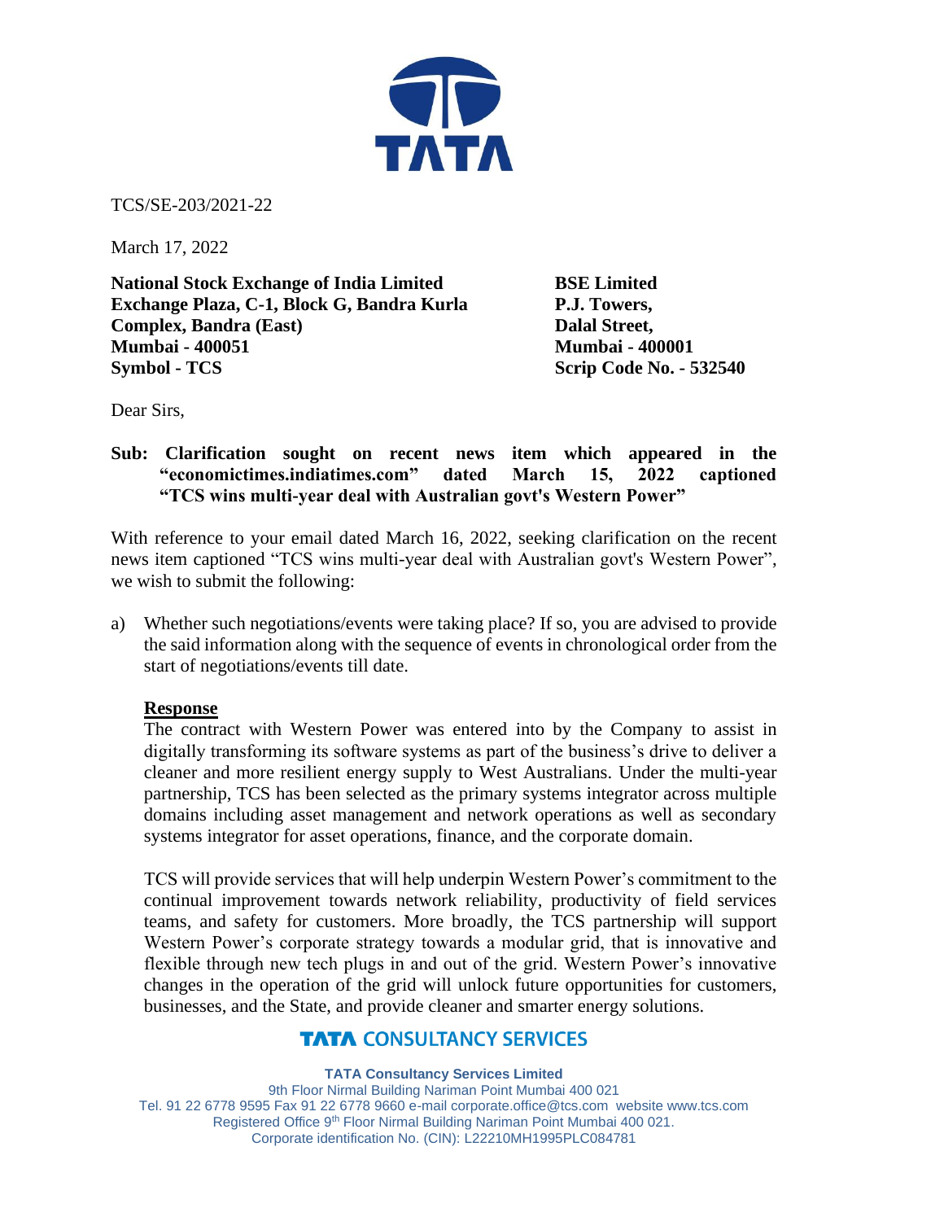TCS/SE-203/2021-22

March 17, 2022

**National Stock Exchange of India Limited**
**Exchange Plaza, C-1, Block G, Bandra Kurla Complex, Bandra (East)**
**Mumbai - 400051**
**Symbol - TCS**

**BSE Limited**
**P.J. Towers,**
**Dalal Street,**
**Mumbai - 400001**
**Scrip Code No. - 532540**

Dear Sirs,

**Sub: Clarification sought on recent news item which appeared in the "economictimes.indiatimes.com" dated March 15, 2022 captioned "TCS wins multi-year deal with Australian govt's Western Power"**

With reference to your email dated March 16, 2022, seeking clarification on the recent news item captioned "TCS wins multi-year deal with Australian govt's Western Power", we wish to submit the following:

a) Whether such negotiations/events were taking place? If so, you are advised to provide the said information along with the sequence of events in chronological order from the start of negotiations/events till date.

**Response**

The contract with Western Power was entered into by the Company to assist in digitally transforming its software systems as part of the business's drive to deliver a cleaner and more resilient energy supply to West Australians. Under the multi-year partnership, TCS has been selected as the primary systems integrator across multiple domains including asset management and network operations as well as secondary systems integrator for asset operations, finance, and the corporate domain.

TCS will provide services that will help underpin Western Power's commitment to the continual improvement towards network reliability, productivity of field services teams, and safety for customers. More broadly, the TCS partnership will support Western Power's corporate strategy towards a modular grid, that is innovative and flexible through new tech plugs in and out of the grid. Western Power's innovative changes in the operation of the grid will unlock future opportunities for customers, businesses, and the State, and provide cleaner and smarter energy solutions.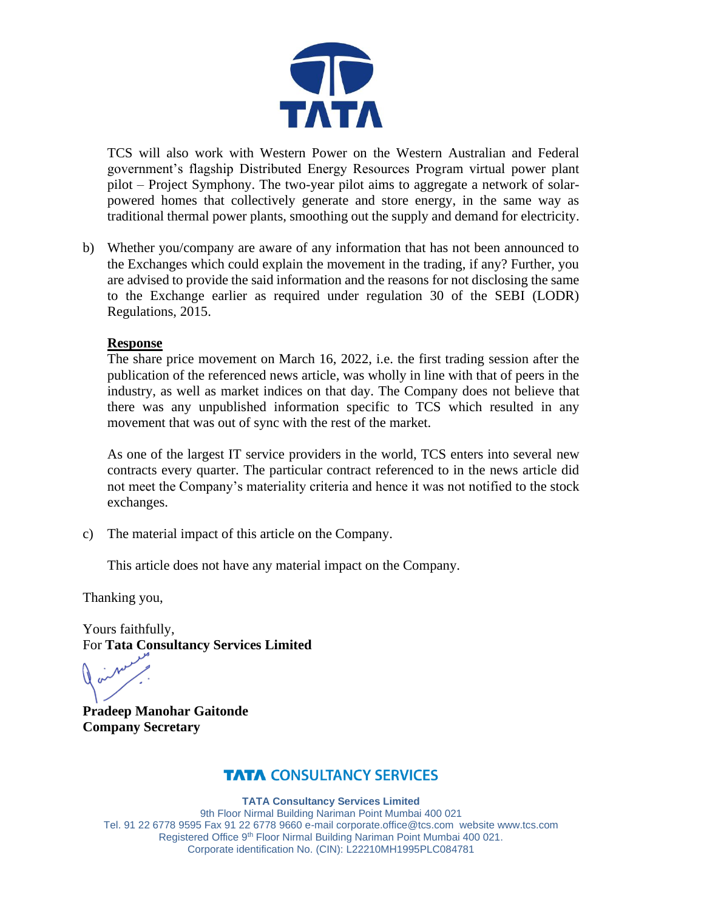TCS will also work with Western Power on the Western Australian and Federal government's flagship Distributed Energy Resources Program virtual power plant pilot – Project Symphony. The two-year pilot aims to aggregate a network of solar-powered homes that collectively generate and store energy, in the same way as traditional thermal power plants, smoothing out the supply and demand for electricity.

b) Whether you/company are aware of any information that has not been announced to the Exchanges which could explain the movement in the trading, if any? Further, you are advised to provide the said information and the reasons for not disclosing the same to the Exchange earlier as required under regulation 30 of the SEBI (LODR) Regulations, 2015.

**Response**

The share price movement on March 16, 2022, i.e. the first trading session after the publication of the referenced news article, was wholly in line with that of peers in the industry, as well as market indices on that day. The Company does not believe that there was any unpublished information specific to TCS which resulted in any movement that was out of sync with the rest of the market.

As one of the largest IT service providers in the world, TCS enters into several new contracts every quarter. The particular contract referenced to in the news article did not meet the Company's materiality criteria and hence it was not notified to the stock exchanges.

c) The material impact of this article on the Company.

This article does not have any material impact on the Company.

Thanking you,

Yours faithfully,
For **Tata Consultancy Services Limited**

**Pradeep Manohar Gaitonde**
**Company Secretary**

**TATA CONSULTANCY SERVICES**

**TATA Consultancy Services Limited**
9th Floor Nirmal Building Nariman Point Mumbai 400 021
Tel. 91 22 6778 9595 Fax 91 22 6778 9660 e-mail corporate.office@tcs.com website www.tcs.com
Registered Office 9th Floor Nirmal Building Nariman Point Mumbai 400 021.
Corporate identification No. (CIN): L22210MH1995PLC084781